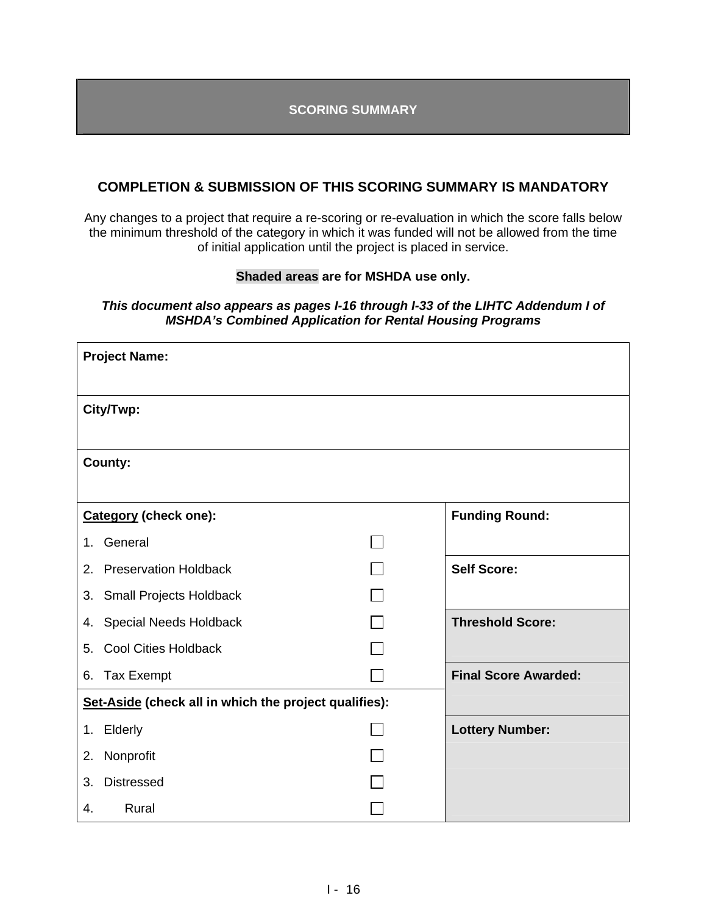# SCORING SUMMARY

## COMPLETION & SUBMISSION OF THIS SCORING SUMMARY IS MANDATORY

Any changes to a project that require a re-scoring or re-evaluation in which the score falls below the minimum threshold of the category in which it was funded will not be allowed from the time of initial application until the project is placed in service.

**Shaded areas are for MSHDA use only.**

***This document also appears as pages I-16 through I-33 of the LIHTC Addendum I of MSHDA's Combined Application for Rental Housing Programs***

| | | |
|---|---|---|
| **Project Name:** | | |
| **City/Twp:** | | |
| **County:** | | |
| **Category (check one):** | | **Funding Round:** |
| 1. General | ☐ | |
| 2. Preservation Holdback | ☐ | **Self Score:** |
| 3. Small Projects Holdback | ☐ | |
| 4. Special Needs Holdback | ☐ | **Threshold Score:** |
| 5. Cool Cities Holdback | ☐ | |
| 6. Tax Exempt | ☐ | **Final Score Awarded:** |
| **Set-Aside (check all in which the project qualifies):** | | |
| 1. Elderly | ☐ | **Lottery Number:** |
| 2. Nonprofit | ☐ | |
| 3. Distressed | ☐ | |
| 4. Rural | ☐ | |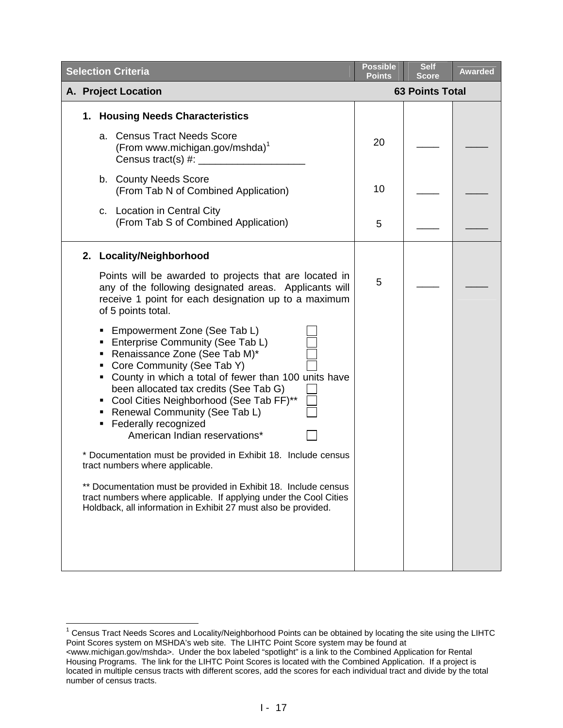| Selection Criteria | Possible Points | Self Score | Awarded |
|---|---|---|---|
| **A. Project Location** | **63 Points Total** | | |
| **1. Housing Needs Characteristics** | | | |
| a. Census Tract Needs Score (From www.michigan.gov/mshda)[1] Census tract(s) #: ___________________ | 20 | ____ | ____ |
| b. County Needs Score (From Tab N of Combined Application) | 10 | ____ | ____ |
| c. Location in Central City (From Tab S of Combined Application) | 5 | ____ | ____ |
| **2. Locality/Neighborhood**<br><br>Points will be awarded to projects that are located in any of the following designated areas. Applicants will receive 1 point for each designation up to a maximum of 5 points total.<br><br>▪ Empowerment Zone (See Tab L) ☐<br>▪ Enterprise Community (See Tab L) ☐<br>▪ Renaissance Zone (See Tab M)* ☐<br>▪ Core Community (See Tab Y) ☐<br>▪ County in which a total of fewer than 100 units have been allocated tax credits (See Tab G) ☐<br>▪ Cool Cities Neighborhood (See Tab FF)** ☐<br>▪ Renewal Community (See Tab L) ☐<br>▪ Federally recognized American Indian reservations* ☐<br><br>* Documentation must be provided in Exhibit 18. Include census tract numbers where applicable.<br><br>** Documentation must be provided in Exhibit 18. Include census tract numbers where applicable. If applying under the Cool Cities Holdback, all information in Exhibit 27 must also be provided. | 5 | ____ | ____ |

[1] Census Tract Needs Scores and Locality/Neighborhood Points can be obtained by locating the site using the LIHTC Point Scores system on MSHDA's web site. The LIHTC Point Score system may be found at <www.michigan.gov/mshda>. Under the box labeled "spotlight" is a link to the Combined Application for Rental Housing Programs. The link for the LIHTC Point Scores is located with the Combined Application. If a project is located in multiple census tracts with different scores, add the scores for each individual tract and divide by the total number of census tracts.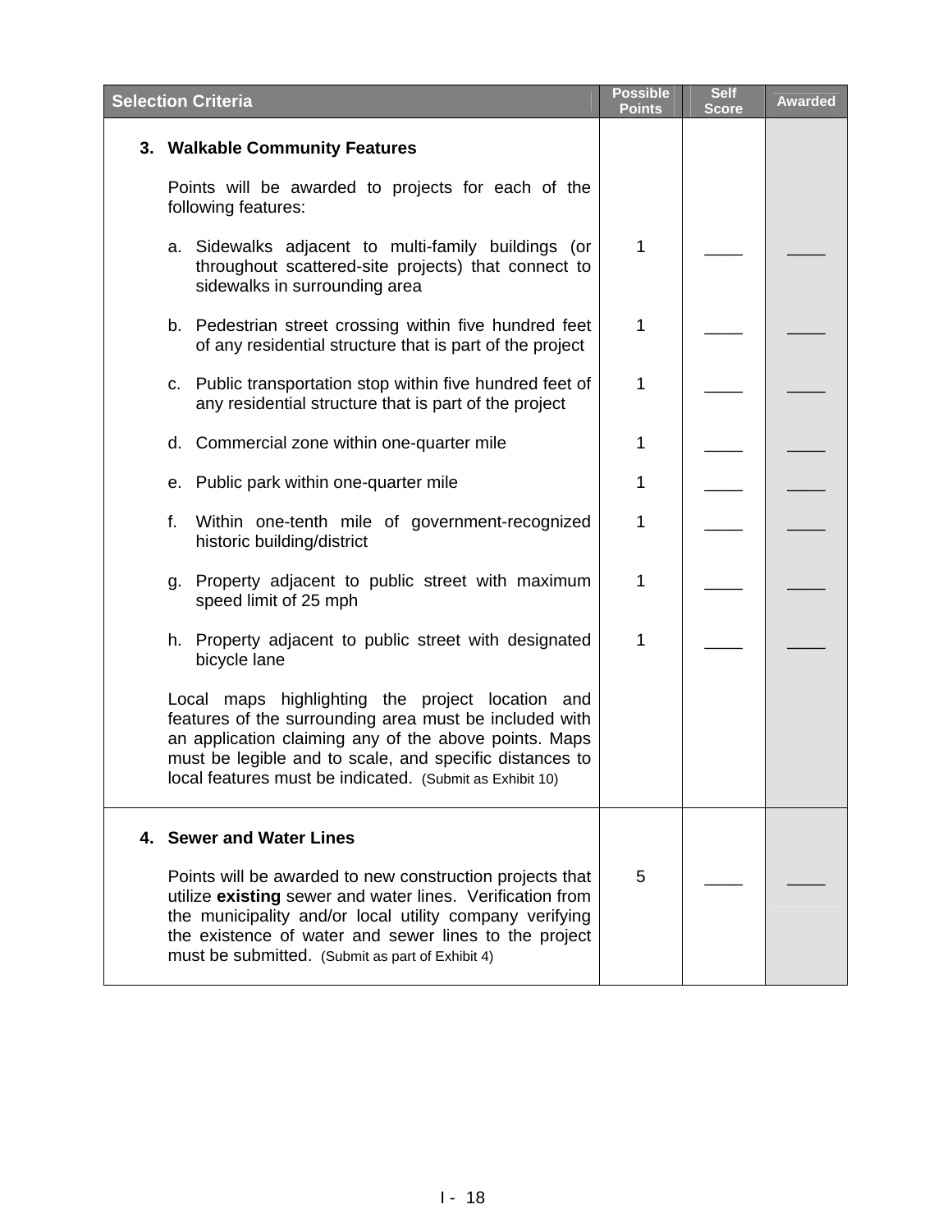| Selection Criteria | Possible Points | Self Score | Awarded |
|---|---|---|---|
| **3. Walkable Community Features** | | | |
| Points will be awarded to projects for each of the following features: | | | |
| a. Sidewalks adjacent to multi-family buildings (or throughout scattered-site projects) that connect to sidewalks in surrounding area | 1 | ____ | ____ |
| b. Pedestrian street crossing within five hundred feet of any residential structure that is part of the project | 1 | ____ | ____ |
| c. Public transportation stop within five hundred feet of any residential structure that is part of the project | 1 | ____ | ____ |
| d. Commercial zone within one-quarter mile | 1 | ____ | ____ |
| e. Public park within one-quarter mile | 1 | ____ | ____ |
| f. Within one-tenth mile of government-recognized historic building/district | 1 | ____ | ____ |
| g. Property adjacent to public street with maximum speed limit of 25 mph | 1 | ____ | ____ |
| h. Property adjacent to public street with designated bicycle lane | 1 | ____ | ____ |
| Local maps highlighting the project location and features of the surrounding area must be included with an application claiming any of the above points. Maps must be legible and to scale, and specific distances to local features must be indicated. (Submit as Exhibit 10) | | | |
| **4. Sewer and Water Lines** | | | |
| Points will be awarded to new construction projects that utilize **existing** sewer and water lines. Verification from the municipality and/or local utility company verifying the existence of water and sewer lines to the project must be submitted. (Submit as part of Exhibit 4) | 5 | ____ | ____ |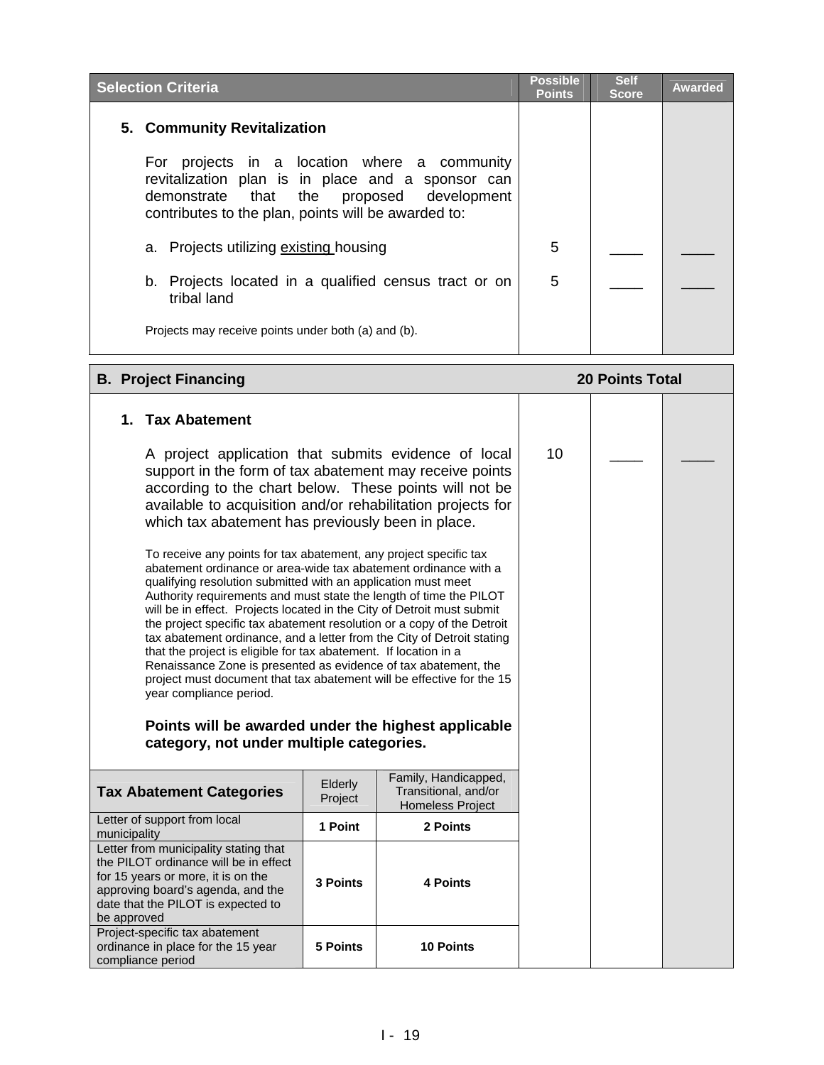| Selection Criteria | Possible Points | Self Score | Awarded |
|---|---|---|---|
| **5. Community Revitalization** | | | |
| For projects in a location where a community revitalization plan is in place and a sponsor can demonstrate that the proposed development contributes to the plan, points will be awarded to: | | | |
| a. Projects utilizing existing housing | 5 | ____ | ____ |
| b. Projects located in a qualified census tract or on tribal land | 5 | ____ | ____ |
| Projects may receive points under both (a) and (b). | | | |

## B. Project Financing — 20 Points Total

| | Possible Points | Self Score | Awarded |
|---|---|---|---|
| **1. Tax Abatement** | | | |
| A project application that submits evidence of local support in the form of tax abatement may receive points according to the chart below. These points will not be available to acquisition and/or rehabilitation projects for which tax abatement has previously been in place. | 10 | ____ | ____ |

To receive any points for tax abatement, any project specific tax abatement ordinance or area-wide tax abatement ordinance with a qualifying resolution submitted with an application must meet Authority requirements and must state the length of time the PILOT will be in effect. Projects located in the City of Detroit must submit the project specific tax abatement resolution or a copy of the Detroit tax abatement ordinance, and a letter from the City of Detroit stating that the project is eligible for tax abatement. If location in a Renaissance Zone is presented as evidence of tax abatement, the project must document that tax abatement will be effective for the 15 year compliance period.

**Points will be awarded under the highest applicable category, not under multiple categories.**

| Tax Abatement Categories | Elderly Project | Family, Handicapped, Transitional, and/or Homeless Project |
|---|---|---|
| Letter of support from local municipality | **1 Point** | **2 Points** |
| Letter from municipality stating that the PILOT ordinance will be in effect for 15 years or more, it is on the approving board's agenda, and the date that the PILOT is expected to be approved | **3 Points** | **4 Points** |
| Project-specific tax abatement ordinance in place for the 15 year compliance period | **5 Points** | **10 Points** |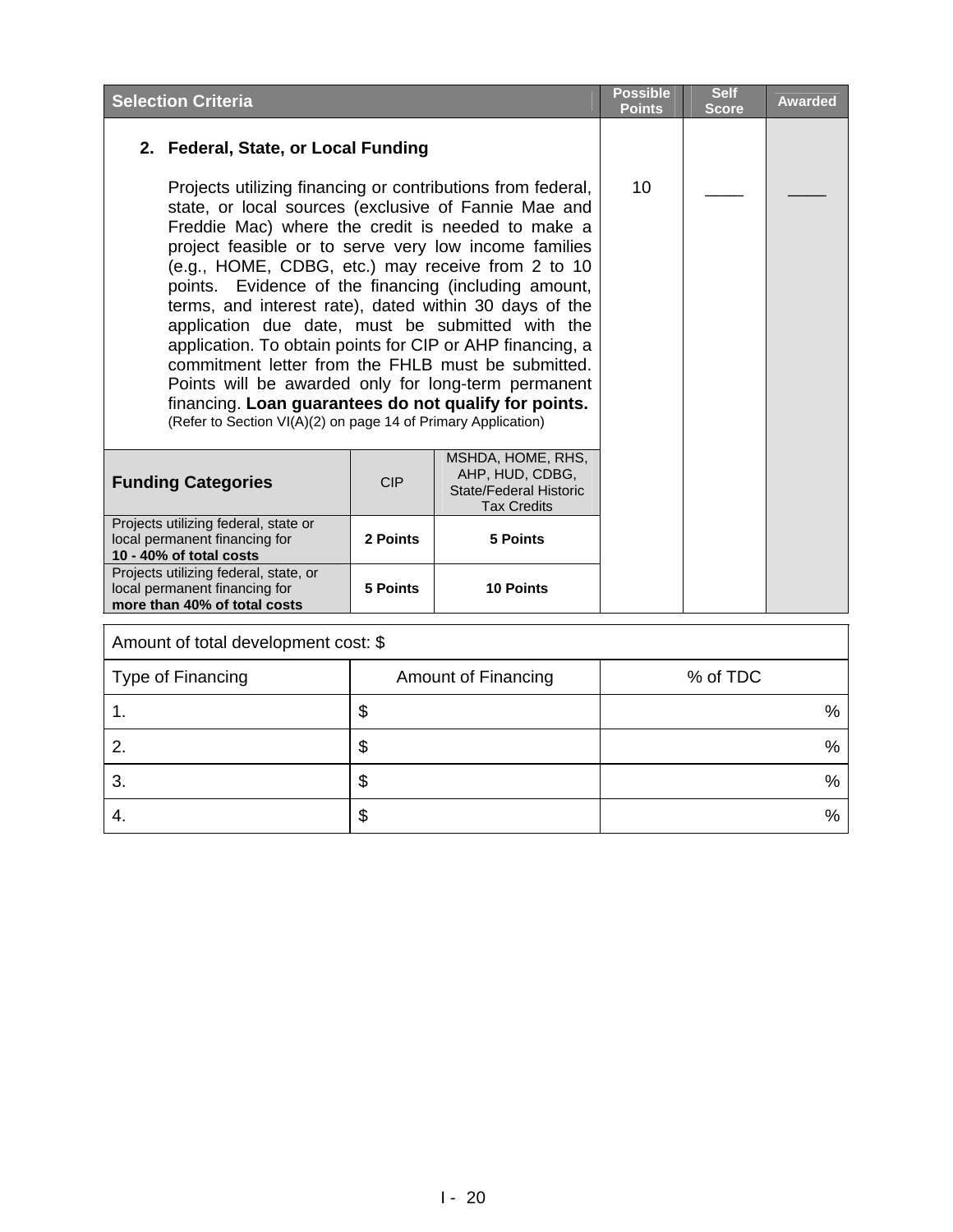| Selection Criteria | Possible Points | Self Score | Awarded |
|---|---|---|---|
| **2. Federal, State, or Local Funding**<br><br>Projects utilizing financing or contributions from federal, state, or local sources (exclusive of Fannie Mae and Freddie Mac) where the credit is needed to make a project feasible or to serve very low income families (e.g., HOME, CDBG, etc.) may receive from 2 to 10 points. Evidence of the financing (including amount, terms, and interest rate), dated within 30 days of the application due date, must be submitted with the application. To obtain points for CIP or AHP financing, a commitment letter from the FHLB must be submitted. Points will be awarded only for long-term permanent financing. **Loan guarantees do not qualify for points.**<br>(Refer to Section VI(A)(2) on page 14 of Primary Application) | 10 | ____ | ____ |

| Funding Categories | CIP | MSHDA, HOME, RHS, AHP, HUD, CDBG, State/Federal Historic Tax Credits |
|---|---|---|
| Projects utilizing federal, state or local permanent financing for **10 - 40% of total costs** | **2 Points** | **5 Points** |
| Projects utilizing federal, state, or local permanent financing for **more than 40% of total costs** | **5 Points** | **10 Points** |

Amount of total development cost: $

| Type of Financing | Amount of Financing | % of TDC |
|---|---|---|
| 1. | $ | % |
| 2. | $ | % |
| 3. | $ | % |
| 4. | $ | % |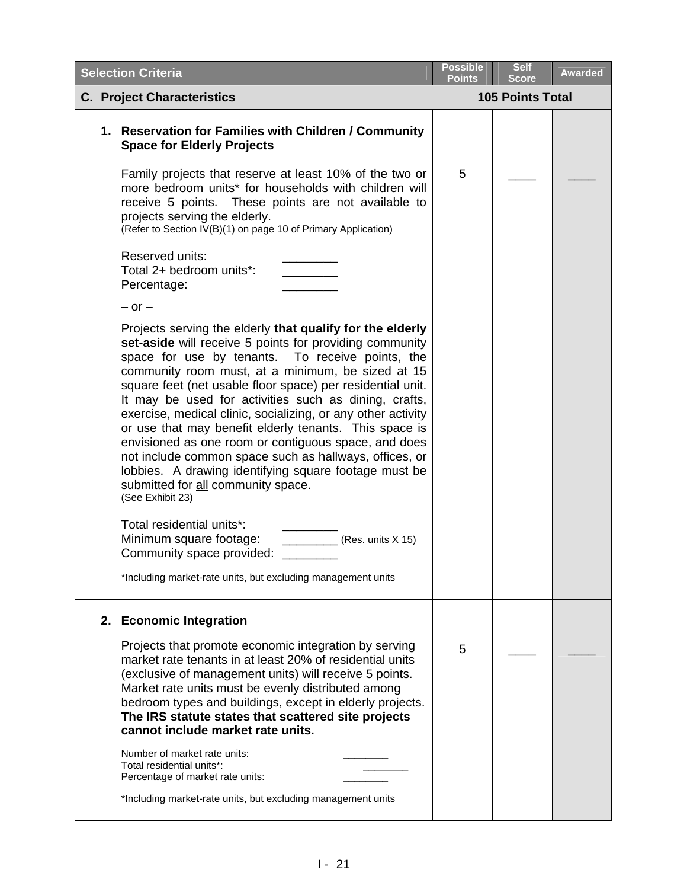| Selection Criteria | Possible Points | Self Score | Awarded |
|---|---|---|---|
| **C. Project Characteristics** | **105 Points Total** | | |
| **1. Reservation for Families with Children / Community Space for Elderly Projects**<br><br>Family projects that reserve at least 10% of the two or more bedroom units* for households with children will receive 5 points. These points are not available to projects serving the elderly.<br>(Refer to Section IV(B)(1) on page 10 of Primary Application)<br><br>Reserved units: ________<br>Total 2+ bedroom units*: ________<br>Percentage: ________<br><br>– or –<br><br>Projects serving the elderly **that qualify for the elderly set-aside** will receive 5 points for providing community space for use by tenants. To receive points, the community room must, at a minimum, be sized at 15 square feet (net usable floor space) per residential unit. It may be used for activities such as dining, crafts, exercise, medical clinic, socializing, or any other activity or use that may benefit elderly tenants. This space is envisioned as one room or contiguous space, and does not include common space such as hallways, offices, or lobbies. A drawing identifying square footage must be submitted for all community space.<br>(See Exhibit 23)<br><br>Total residential units*: ________<br>Minimum square footage: ________ (Res. units X 15)<br>Community space provided: ________<br><br>*Including market-rate units, but excluding management units | 5 | ____ | ____ |
| **2. Economic Integration**<br><br>Projects that promote economic integration by serving market rate tenants in at least 20% of residential units (exclusive of management units) will receive 5 points. Market rate units must be evenly distributed among bedroom types and buildings, except in elderly projects. **The IRS statute states that scattered site projects cannot include market rate units.**<br><br>Number of market rate units: ________<br>Total residential units*: ________<br>Percentage of market rate units: ________<br><br>*Including market-rate units, but excluding management units | 5 | ____ | ____ |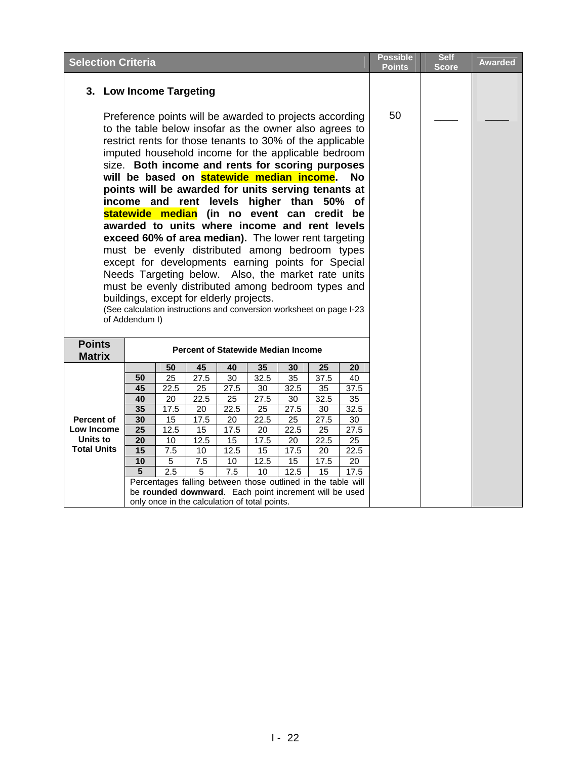| Selection Criteria | Possible Points | Self Score | Awarded |
|---|---|---|---|
| **3. Low Income Targeting** | | | |
| Preference points will be awarded to projects according to the table below insofar as the owner also agrees to restrict rents for those tenants to 30% of the applicable imputed household income for the applicable bedroom size. **Both income and rents for scoring purposes will be based on statewide median income. No points will be awarded for units serving tenants at income and rent levels higher than 50% of statewide median (in no event can credit be awarded to units where income and rent levels exceed 60% of area median).** The lower rent targeting must be evenly distributed among bedroom types except for developments earning points for Special Needs Targeting below. Also, the market rate units must be evenly distributed among bedroom types and buildings, except for elderly projects. (See calculation instructions and conversion worksheet on page I-23 of Addendum I) | 50 | ____ | ____ |

**Points Matrix**

| Percent of Low Income Units to Total Units | Percent of Statewide Median Income → | 50 | 45 | 40 | 35 | 30 | 25 | 20 |
|---|---|---|---|---|---|---|---|---|
| | **50** | 25 | 27.5 | 30 | 32.5 | 35 | 37.5 | 40 |
| | **45** | 22.5 | 25 | 27.5 | 30 | 32.5 | 35 | 37.5 |
| | **40** | 20 | 22.5 | 25 | 27.5 | 30 | 32.5 | 35 |
| | **35** | 17.5 | 20 | 22.5 | 25 | 27.5 | 30 | 32.5 |
| | **30** | 15 | 17.5 | 20 | 22.5 | 25 | 27.5 | 30 |
| | **25** | 12.5 | 15 | 17.5 | 20 | 22.5 | 25 | 27.5 |
| | **20** | 10 | 12.5 | 15 | 17.5 | 20 | 22.5 | 25 |
| | **15** | 7.5 | 10 | 12.5 | 15 | 17.5 | 20 | 22.5 |
| | **10** | 5 | 7.5 | 10 | 12.5 | 15 | 17.5 | 20 |
| | **5** | 2.5 | 5 | 7.5 | 10 | 12.5 | 15 | 17.5 |

Percentages falling between those outlined in the table will be **rounded downward**. Each point increment will be used only once in the calculation of total points.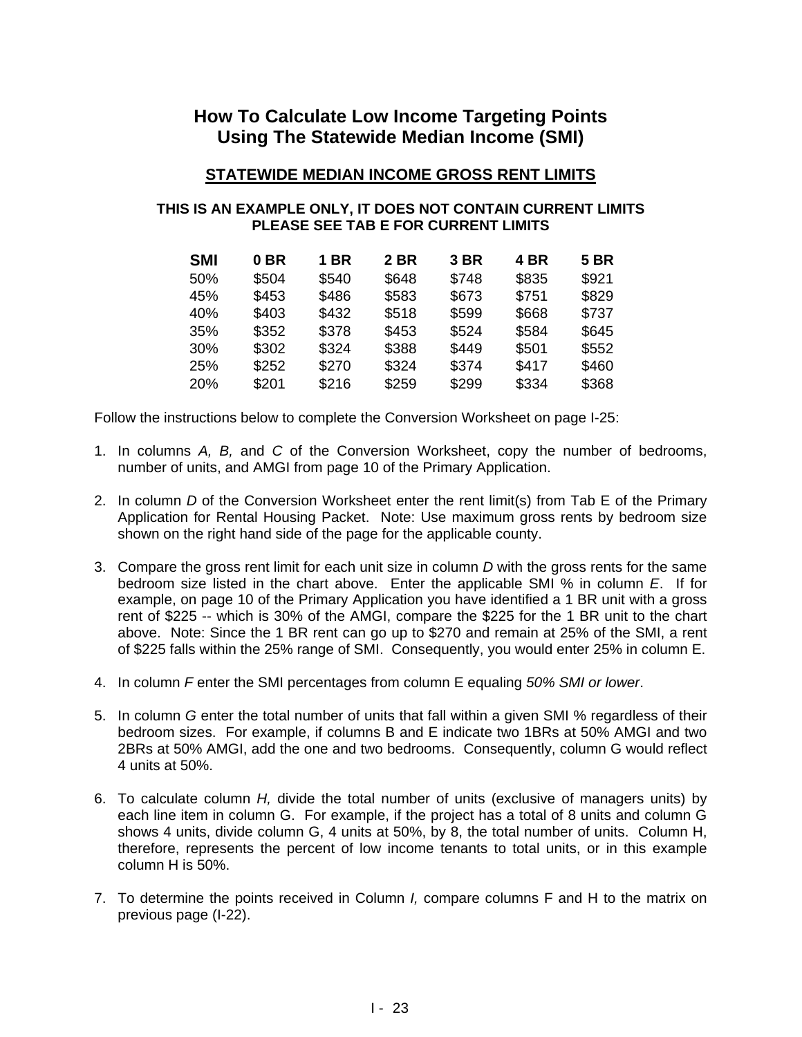# How To Calculate Low Income Targeting Points Using The Statewide Median Income (SMI)

## STATEWIDE MEDIAN INCOME GROSS RENT LIMITS

**THIS IS AN EXAMPLE ONLY, IT DOES NOT CONTAIN CURRENT LIMITS**
**PLEASE SEE TAB E FOR CURRENT LIMITS**

| SMI | 0 BR | 1 BR | 2 BR | 3 BR | 4 BR | 5 BR |
|---|---|---|---|---|---|---|
| 50% | $504 | $540 | $648 | $748 | $835 | $921 |
| 45% | $453 | $486 | $583 | $673 | $751 | $829 |
| 40% | $403 | $432 | $518 | $599 | $668 | $737 |
| 35% | $352 | $378 | $453 | $524 | $584 | $645 |
| 30% | $302 | $324 | $388 | $449 | $501 | $552 |
| 25% | $252 | $270 | $324 | $374 | $417 | $460 |
| 20% | $201 | $216 | $259 | $299 | $334 | $368 |

Follow the instructions below to complete the Conversion Worksheet on page I-25:

1. In columns *A, B,* and *C* of the Conversion Worksheet, copy the number of bedrooms, number of units, and AMGI from page 10 of the Primary Application.

2. In column *D* of the Conversion Worksheet enter the rent limit(s) from Tab E of the Primary Application for Rental Housing Packet. Note: Use maximum gross rents by bedroom size shown on the right hand side of the page for the applicable county.

3. Compare the gross rent limit for each unit size in column *D* with the gross rents for the same bedroom size listed in the chart above. Enter the applicable SMI % in column *E*. If for example, on page 10 of the Primary Application you have identified a 1 BR unit with a gross rent of $225 -- which is 30% of the AMGI, compare the $225 for the 1 BR unit to the chart above. Note: Since the 1 BR rent can go up to $270 and remain at 25% of the SMI, a rent of $225 falls within the 25% range of SMI. Consequently, you would enter 25% in column E.

4. In column *F* enter the SMI percentages from column E equaling *50% SMI or lower*.

5. In column *G* enter the total number of units that fall within a given SMI % regardless of their bedroom sizes. For example, if columns B and E indicate two 1BRs at 50% AMGI and two 2BRs at 50% AMGI, add the one and two bedrooms. Consequently, column G would reflect 4 units at 50%.

6. To calculate column *H,* divide the total number of units (exclusive of managers units) by each line item in column G. For example, if the project has a total of 8 units and column G shows 4 units, divide column G, 4 units at 50%, by 8, the total number of units. Column H, therefore, represents the percent of low income tenants to total units, or in this example column H is 50%.

7. To determine the points received in Column *I,* compare columns F and H to the matrix on previous page (I-22).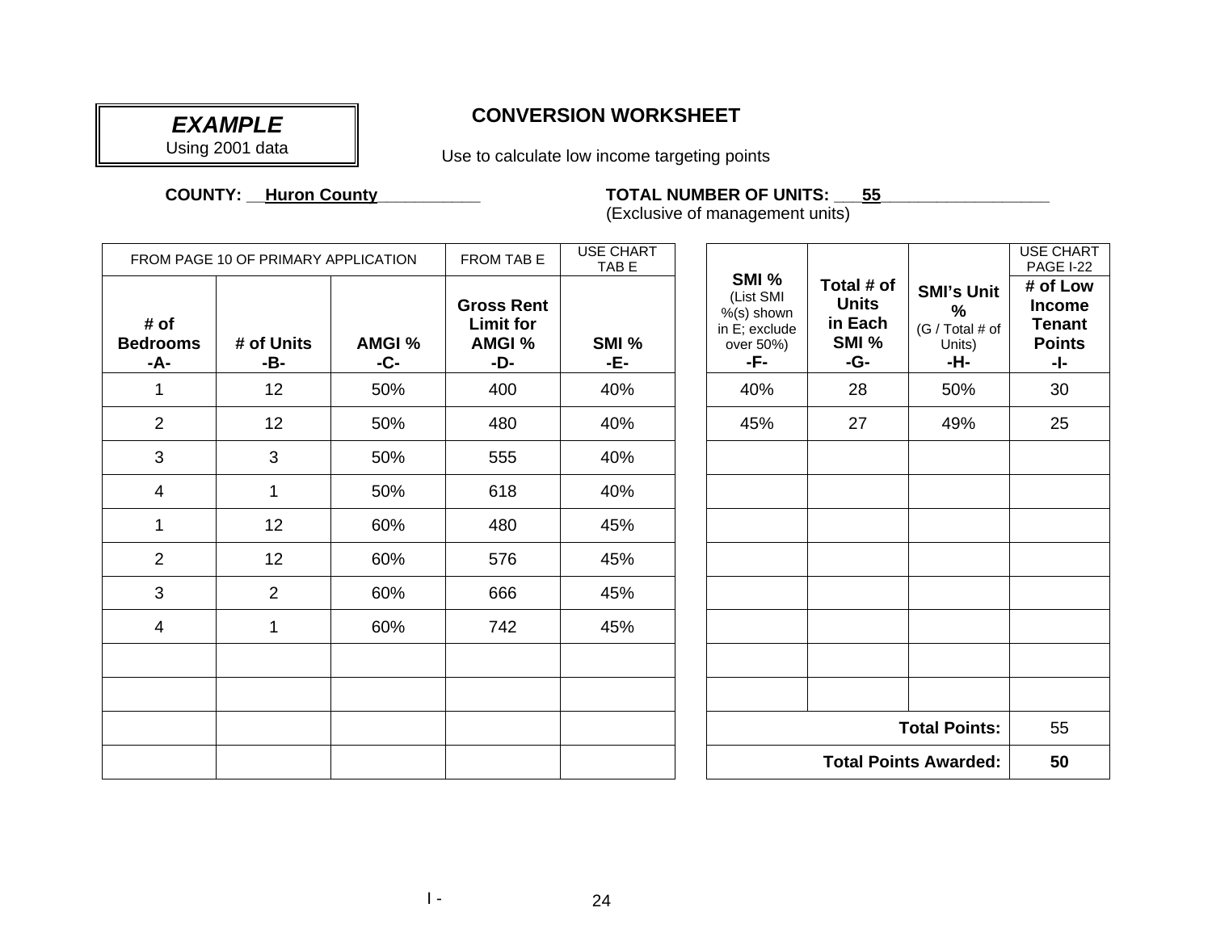**EXAMPLE**
Using 2001 data

## CONVERSION WORKSHEET

Use to calculate low income targeting points

**COUNTY:** Huron County

**TOTAL NUMBER OF UNITS:** 55
(Exclusive of management units)

| FROM PAGE 10 OF PRIMARY APPLICATION | | | FROM TAB E | USE CHART TAB E |
|---|---|---|---|---|
| **# of Bedrooms -A-** | **# of Units -B-** | **AMGI % -C-** | **Gross Rent Limit for AMGI % -D-** | **SMI % -E-** |
| 1 | 12 | 50% | 400 | 40% |
| 2 | 12 | 50% | 480 | 40% |
| 3 | 3 | 50% | 555 | 40% |
| 4 | 1 | 50% | 618 | 40% |
| 1 | 12 | 60% | 480 | 45% |
| 2 | 12 | 60% | 576 | 45% |
| 3 | 2 | 60% | 666 | 45% |
| 4 | 1 | 60% | 742 | 45% |
| | | | | |
| | | | | |
| | | | | |
| | | | | |

| **SMI %** (List SMI %(s) shown in E; exclude over 50%) **-F-** | **Total # of Units in Each SMI % -G-** | **SMI's Unit %** (G / Total # of Units) **-H-** | USE CHART PAGE I-22 **# of Low Income Tenant Points -I-** |
|---|---|---|---|
| 40% | 28 | 50% | 30 |
| 45% | 27 | 49% | 25 |
| | | | |
| | | | |
| | | | |
| | | | |
| | | | |
| | | | |
| | | | |
| | | | |
| | | **Total Points:** | 55 |
| | | **Total Points Awarded:** | **50** |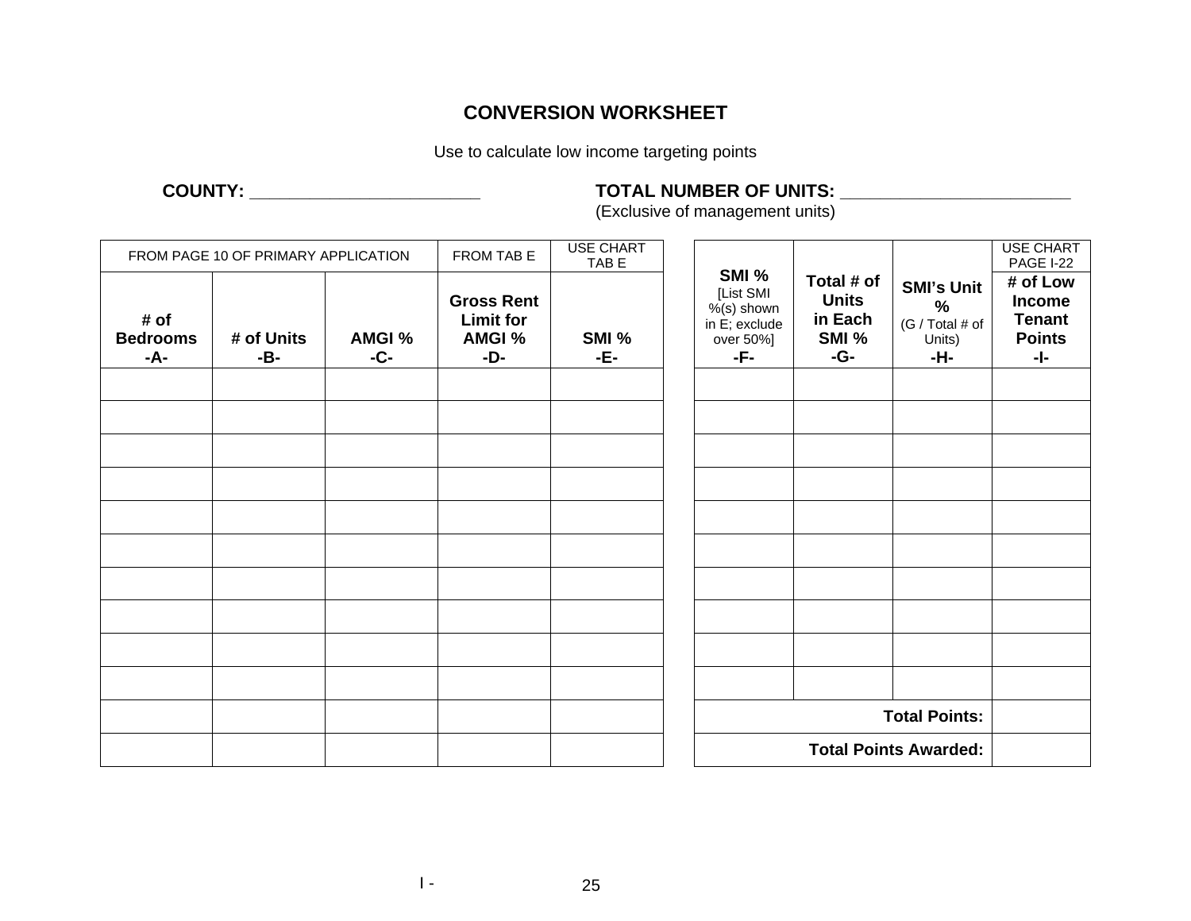# CONVERSION WORKSHEET

Use to calculate low income targeting points

**COUNTY:** ________________________

**TOTAL NUMBER OF UNITS:** ________________________
(Exclusive of management units)

| FROM PAGE 10 OF PRIMARY APPLICATION | | | FROM TAB E | USE CHART TAB E |
|---|---|---|---|---|
| **# of Bedrooms -A-** | **# of Units -B-** | **AMGI % -C-** | **Gross Rent Limit for AMGI % -D-** | **SMI % -E-** |
| | | | | |
| | | | | |
| | | | | |
| | | | | |
| | | | | |
| | | | | |
| | | | | |
| | | | | |
| | | | | |
| | | | | |
| | | | | |
| | | | | |

| | | | USE CHART PAGE I-22 |
|---|---|---|---|
| **SMI %** [List SMI %(s) shown in E; exclude over 50%] **-F-** | **Total # of Units in Each SMI % -G-** | **SMI's Unit %** (G / Total # of Units) **-H-** | **# of Low Income Tenant Points -I-** |
| | | | |
| | | | |
| | | | |
| | | | |
| | | | |
| | | | |
| | | | |
| | | | |
| | | | |
| | | | |
| | | **Total Points:** | |
| | | **Total Points Awarded:** | |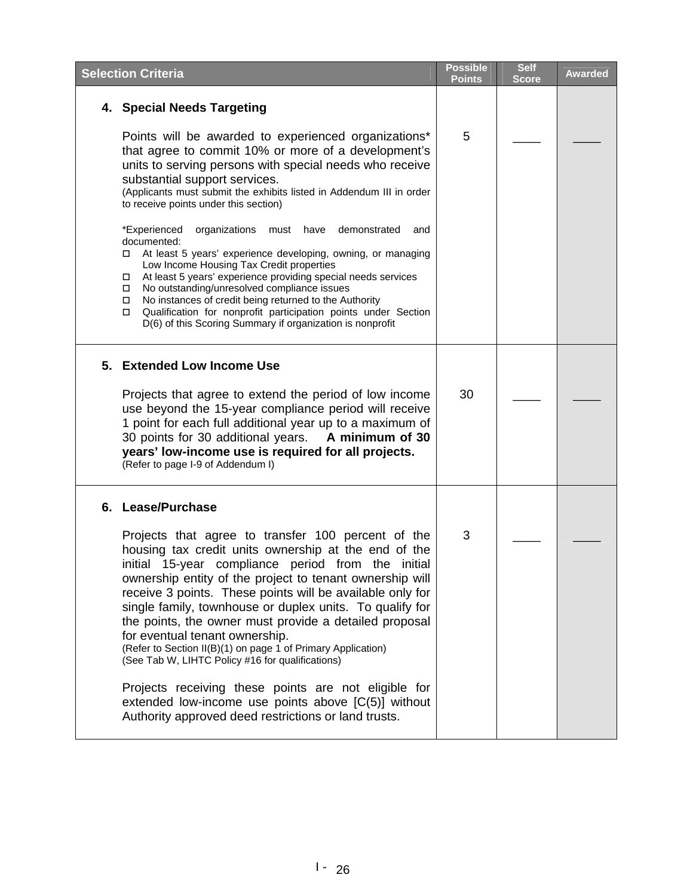| Selection Criteria | Possible Points | Self Score | Awarded |
|---|---|---|---|
| **4. Special Needs Targeting**<br><br>Points will be awarded to experienced organizations* that agree to commit 10% or more of a development's units to serving persons with special needs who receive substantial support services.<br>(Applicants must submit the exhibits listed in Addendum III in order to receive points under this section)<br><br>*Experienced organizations must have demonstrated and documented:<br>☐ At least 5 years' experience developing, owning, or managing Low Income Housing Tax Credit properties<br>☐ At least 5 years' experience providing special needs services<br>☐ No outstanding/unresolved compliance issues<br>☐ No instances of credit being returned to the Authority<br>☐ Qualification for nonprofit participation points under Section D(6) of this Scoring Summary if organization is nonprofit | 5 | ____ | ____ |
| **5. Extended Low Income Use**<br><br>Projects that agree to extend the period of low income use beyond the 15-year compliance period will receive 1 point for each full additional year up to a maximum of 30 points for 30 additional years. **A minimum of 30 years' low-income use is required for all projects.**<br>(Refer to page I-9 of Addendum I) | 30 | ____ | ____ |
| **6. Lease/Purchase**<br><br>Projects that agree to transfer 100 percent of the housing tax credit units ownership at the end of the initial 15-year compliance period from the initial ownership entity of the project to tenant ownership will receive 3 points. These points will be available only for single family, townhouse or duplex units. To qualify for the points, the owner must provide a detailed proposal for eventual tenant ownership.<br>(Refer to Section II(B)(1) on page 1 of Primary Application)<br>(See Tab W, LIHTC Policy #16 for qualifications)<br><br>Projects receiving these points are not eligible for extended low-income use points above [C(5)] without Authority approved deed restrictions or land trusts. | 3 | ____ | ____ |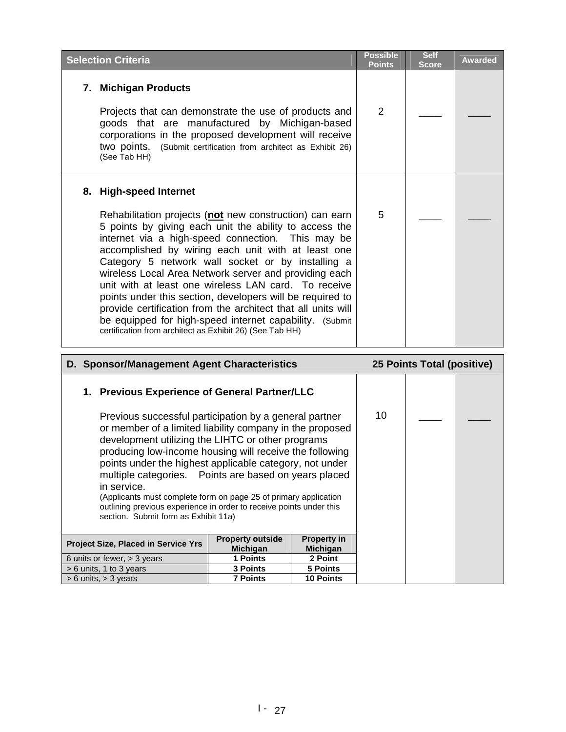| Selection Criteria | Possible Points | Self Score | Awarded |
|---|---|---|---|
| **7. Michigan Products**<br><br>Projects that can demonstrate the use of products and goods that are manufactured by Michigan-based corporations in the proposed development will receive two points. (Submit certification from architect as Exhibit 26) (See Tab HH) | 2 | ____ | ____ |
| **8. High-speed Internet**<br><br>Rehabilitation projects (**not** new construction) can earn 5 points by giving each unit the ability to access the internet via a high-speed connection. This may be accomplished by wiring each unit with at least one Category 5 network wall socket or by installing a wireless Local Area Network server and providing each unit with at least one wireless LAN card. To receive points under this section, developers will be required to provide certification from the architect that all units will be equipped for high-speed internet capability. (Submit certification from architect as Exhibit 26) (See Tab HH) | 5 | ____ | ____ |

| D. Sponsor/Management Agent Characteristics — 25 Points Total (positive) | | | |
|---|---|---|---|
| **1. Previous Experience of General Partner/LLC**<br><br>Previous successful participation by a general partner or member of a limited liability company in the proposed development utilizing the LIHTC or other programs producing low-income housing will receive the following points under the highest applicable category, not under multiple categories. Points are based on years placed in service.<br>(Applicants must complete form on page 25 of primary application outlining previous experience in order to receive points under this section. Submit form as Exhibit 11a) | 10 | ____ | ____ |

| Project Size, Placed in Service Yrs | Property outside Michigan | Property in Michigan |
|---|---|---|
| 6 units or fewer, > 3 years | 1 Points | 2 Point |
| > 6 units, 1 to 3 years | 3 Points | 5 Points |
| > 6 units, > 3 years | 7 Points | 10 Points |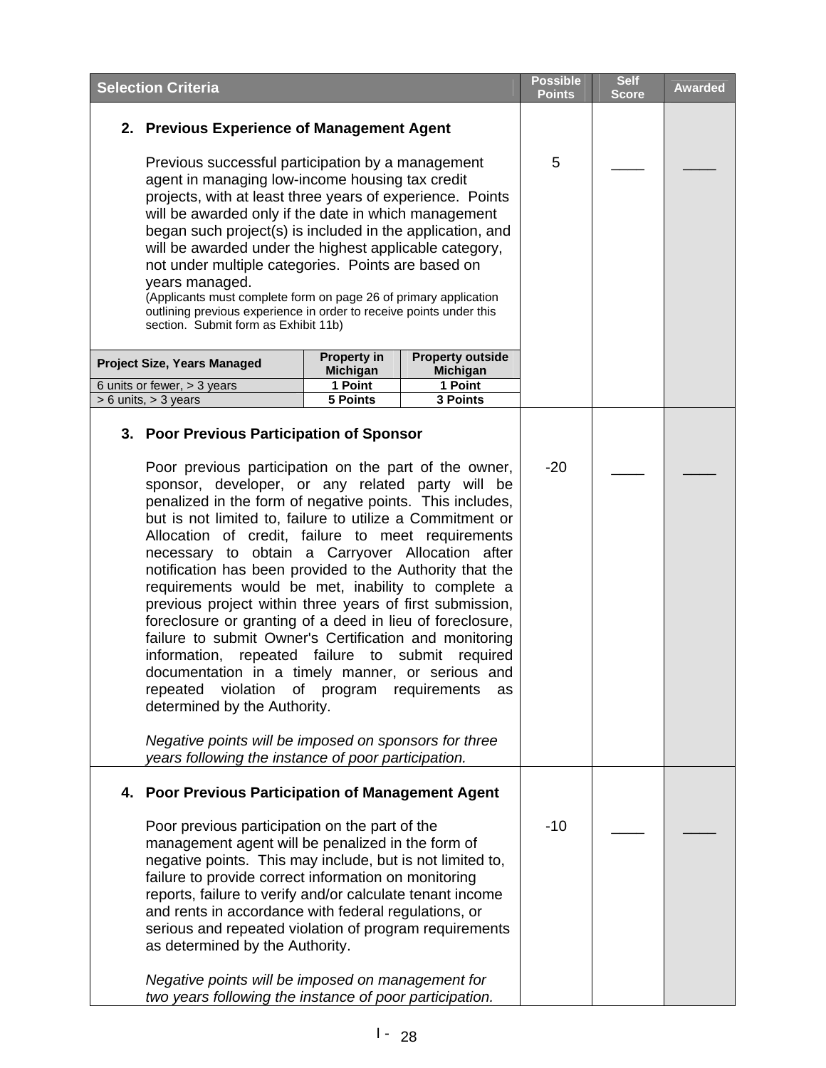| Selection Criteria | Possible Points | Self Score | Awarded |
|---|---|---|---|
| **2. Previous Experience of Management Agent**<br><br>Previous successful participation by a management agent in managing low-income housing tax credit projects, with at least three years of experience. Points will be awarded only if the date in which management began such project(s) is included in the application, and will be awarded under the highest applicable category, not under multiple categories. Points are based on years managed.<br>(Applicants must complete form on page 26 of primary application outlining previous experience in order to receive points under this section. Submit form as Exhibit 11b) | 5 | ____ | ____ |
| **3. Poor Previous Participation of Sponsor**<br><br>Poor previous participation on the part of the owner, sponsor, developer, or any related party will be penalized in the form of negative points. This includes, but is not limited to, failure to utilize a Commitment or Allocation of credit, failure to meet requirements necessary to obtain a Carryover Allocation after notification has been provided to the Authority that the requirements would be met, inability to complete a previous project within three years of first submission, foreclosure or granting of a deed in lieu of foreclosure, failure to submit Owner's Certification and monitoring information, repeated failure to submit required documentation in a timely manner, or serious and repeated violation of program requirements as determined by the Authority.<br><br>*Negative points will be imposed on sponsors for three years following the instance of poor participation.* | -20 | ____ | ____ |
| **4. Poor Previous Participation of Management Agent**<br><br>Poor previous participation on the part of the management agent will be penalized in the form of negative points. This may include, but is not limited to, failure to provide correct information on monitoring reports, failure to verify and/or calculate tenant income and rents in accordance with federal regulations, or serious and repeated violation of program requirements as determined by the Authority.<br><br>*Negative points will be imposed on management for two years following the instance of poor participation.* | -10 | ____ | ____ |

| Project Size, Years Managed | Property in Michigan | Property outside Michigan |
|---|---|---|
| 6 units or fewer, > 3 years | 1 Point | 1 Point |
| > 6 units, > 3 years | 5 Points | 3 Points |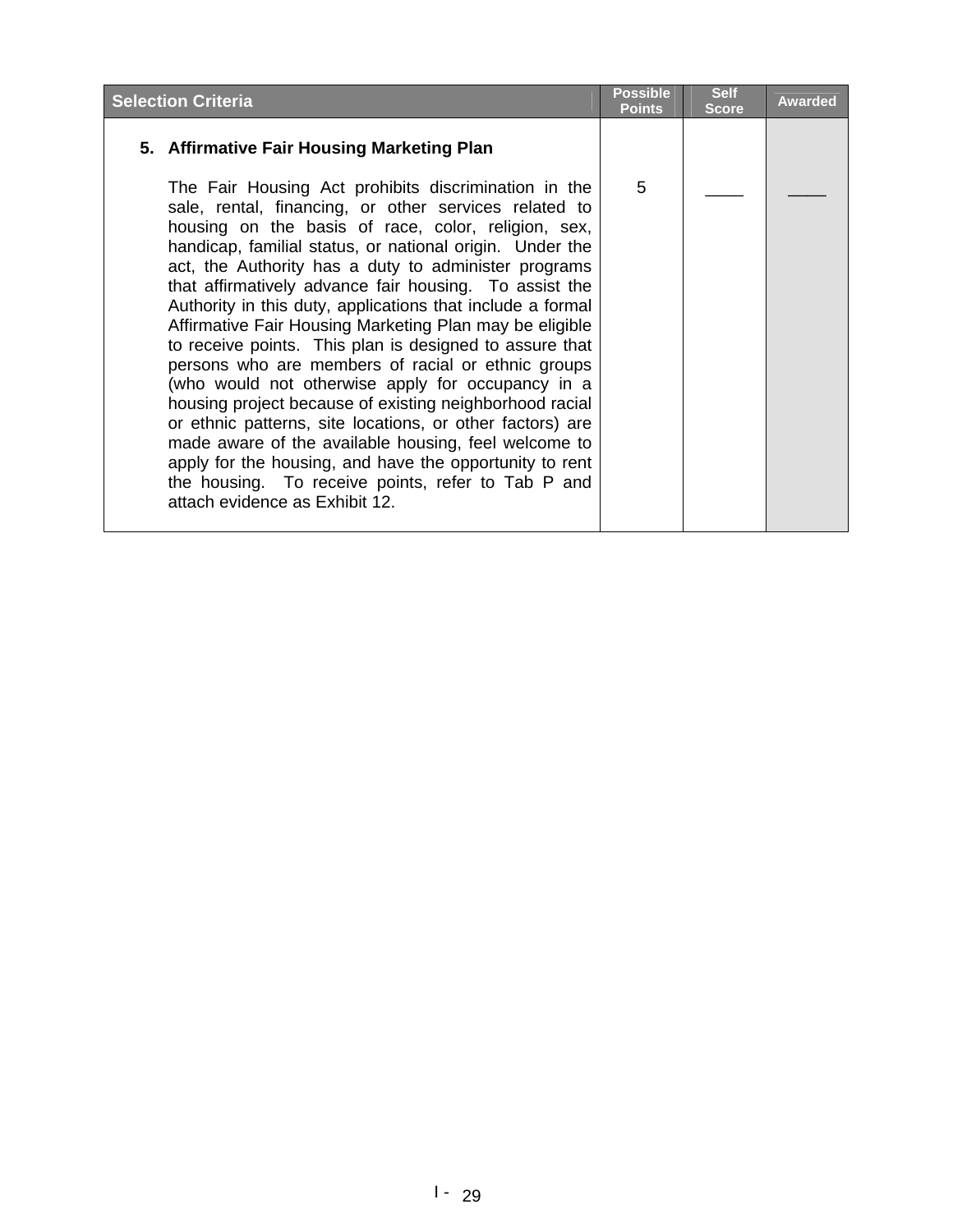| Selection Criteria | Possible Points | Self Score | Awarded |
|---|---|---|---|
| **5. Affirmative Fair Housing Marketing Plan**<br><br>The Fair Housing Act prohibits discrimination in the sale, rental, financing, or other services related to housing on the basis of race, color, religion, sex, handicap, familial status, or national origin. Under the act, the Authority has a duty to administer programs that affirmatively advance fair housing. To assist the Authority in this duty, applications that include a formal Affirmative Fair Housing Marketing Plan may be eligible to receive points. This plan is designed to assure that persons who are members of racial or ethnic groups (who would not otherwise apply for occupancy in a housing project because of existing neighborhood racial or ethnic patterns, site locations, or other factors) are made aware of the available housing, feel welcome to apply for the housing, and have the opportunity to rent the housing. To receive points, refer to Tab P and attach evidence as Exhibit 12. | 5 | ____ | ____ |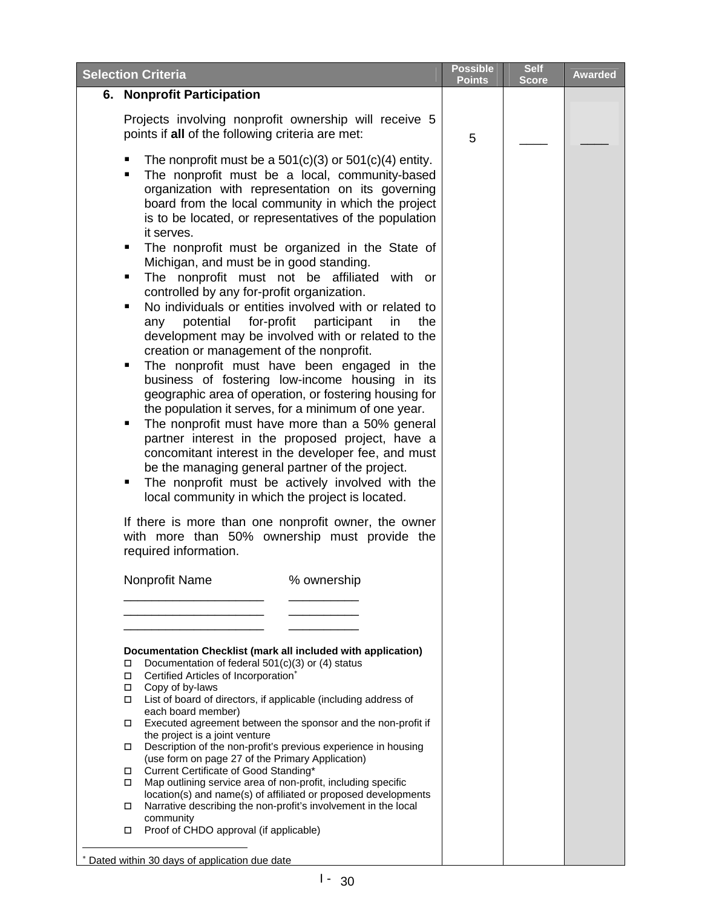| Selection Criteria | Possible Points | Self Score | Awarded |
|---|---|---|---|
| **6. Nonprofit Participation** | | | |
| Projects involving nonprofit ownership will receive 5 points if **all** of the following criteria are met: | 5 | ____ | ____ |

- The nonprofit must be a 501(c)(3) or 501(c)(4) entity.
- The nonprofit must be a local, community-based organization with representation on its governing board from the local community in which the project is to be located, or representatives of the population it serves.
- The nonprofit must be organized in the State of Michigan, and must be in good standing.
- The nonprofit must not be affiliated with or controlled by any for-profit organization.
- No individuals or entities involved with or related to any potential for-profit participant in the development may be involved with or related to the creation or management of the nonprofit.
- The nonprofit must have been engaged in the business of fostering low-income housing in its geographic area of operation, or fostering housing for the population it serves, for a minimum of one year.
- The nonprofit must have more than a 50% general partner interest in the proposed project, have a concomitant interest in the developer fee, and must be the managing general partner of the project.
- The nonprofit must be actively involved with the local community in which the project is located.

If there is more than one nonprofit owner, the owner with more than 50% ownership must provide the required information.

| Nonprofit Name | % ownership |
|---|---|
| ____________________ | __________ |
| ____________________ | __________ |
| ____________________ | __________ |

**Documentation Checklist (mark all included with application)**

- ☐ Documentation of federal 501(c)(3) or (4) status
- ☐ Certified Articles of Incorporation*
- ☐ Copy of by-laws
- ☐ List of board of directors, if applicable (including address of each board member)
- ☐ Executed agreement between the sponsor and the non-profit if the project is a joint venture
- ☐ Description of the non-profit's previous experience in housing (use form on page 27 of the Primary Application)
- ☐ Current Certificate of Good Standing*
- ☐ Map outlining service area of non-profit, including specific location(s) and name(s) of affiliated or proposed developments
- ☐ Narrative describing the non-profit's involvement in the local community
- ☐ Proof of CHDO approval (if applicable)

---

* Dated within 30 days of application due date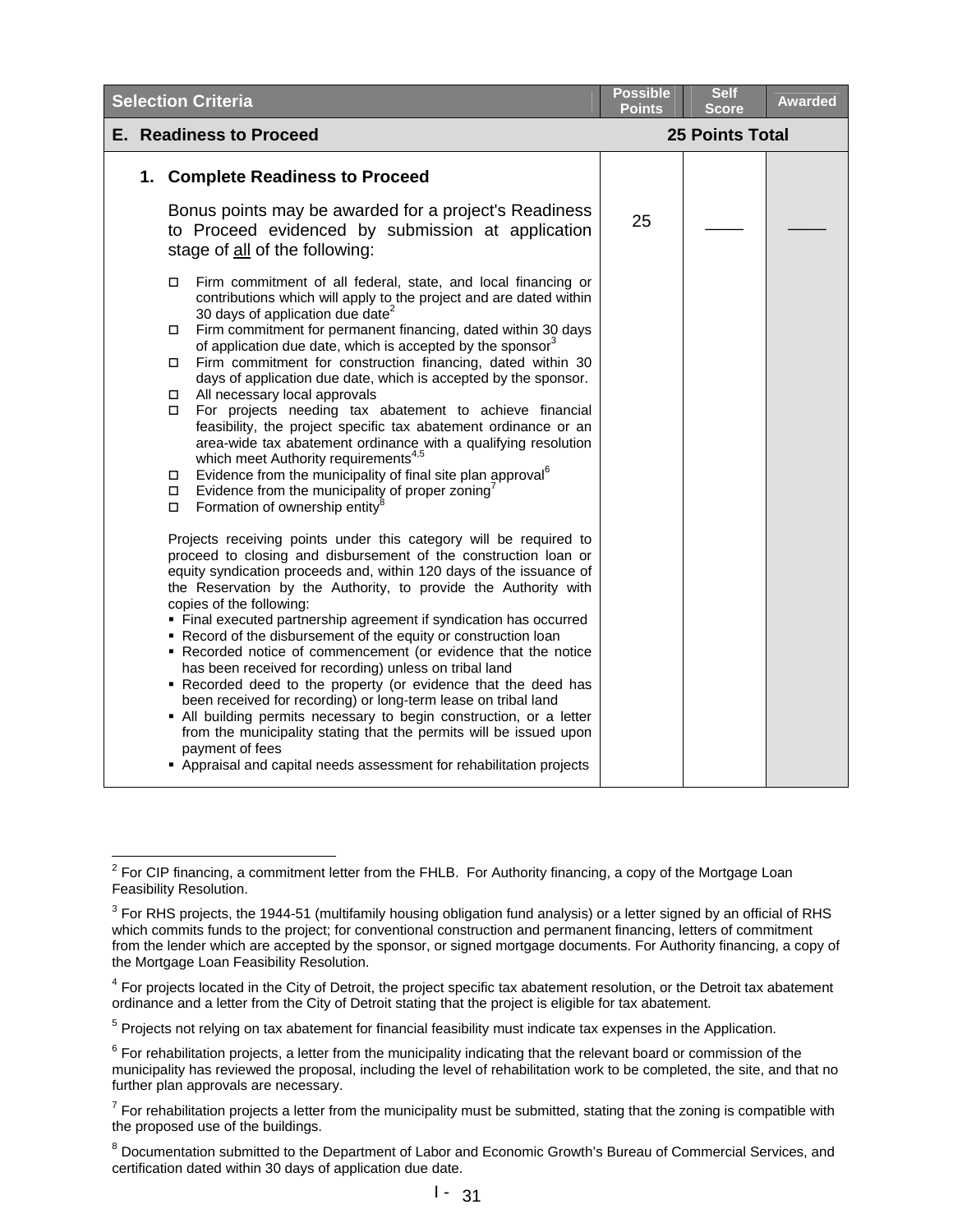| Selection Criteria | Possible Points | Self Score | Awarded |
|---|---|---|---|
| **E. Readiness to Proceed** | **25 Points Total** | | |
| **1. Complete Readiness to Proceed**<br><br>Bonus points may be awarded for a project's Readiness to Proceed evidenced by submission at application stage of <u>all</u> of the following:<br><br>☐ Firm commitment of all federal, state, and local financing or contributions which will apply to the project and are dated within 30 days of application due date[2]<br>☐ Firm commitment for permanent financing, dated within 30 days of application due date, which is accepted by the sponsor[3]<br>☐ Firm commitment for construction financing, dated within 30 days of application due date, which is accepted by the sponsor.<br>☐ All necessary local approvals<br>☐ For projects needing tax abatement to achieve financial feasibility, the project specific tax abatement ordinance or an area-wide tax abatement ordinance with a qualifying resolution which meet Authority requirements[4,5]<br>☐ Evidence from the municipality of final site plan approval[6]<br>☐ Evidence from the municipality of proper zoning[7]<br>☐ Formation of ownership entity[8]<br><br>Projects receiving points under this category will be required to proceed to closing and disbursement of the construction loan or equity syndication proceeds and, within 120 days of the issuance of the Reservation by the Authority, to provide the Authority with copies of the following:<br>▪ Final executed partnership agreement if syndication has occurred<br>▪ Record of the disbursement of the equity or construction loan<br>▪ Recorded notice of commencement (or evidence that the notice has been received for recording) unless on tribal land<br>▪ Recorded deed to the property (or evidence that the deed has been received for recording) or long-term lease on tribal land<br>▪ All building permits necessary to begin construction, or a letter from the municipality stating that the permits will be issued upon payment of fees<br>▪ Appraisal and capital needs assessment for rehabilitation projects | 25 | ____ | ____ |

[2] For CIP financing, a commitment letter from the FHLB. For Authority financing, a copy of the Mortgage Loan Feasibility Resolution.

[3] For RHS projects, the 1944-51 (multifamily housing obligation fund analysis) or a letter signed by an official of RHS which commits funds to the project; for conventional construction and permanent financing, letters of commitment from the lender which are accepted by the sponsor, or signed mortgage documents. For Authority financing, a copy of the Mortgage Loan Feasibility Resolution.

[4] For projects located in the City of Detroit, the project specific tax abatement resolution, or the Detroit tax abatement ordinance and a letter from the City of Detroit stating that the project is eligible for tax abatement.

[5] Projects not relying on tax abatement for financial feasibility must indicate tax expenses in the Application.

[6] For rehabilitation projects, a letter from the municipality indicating that the relevant board or commission of the municipality has reviewed the proposal, including the level of rehabilitation work to be completed, the site, and that no further plan approvals are necessary.

[7] For rehabilitation projects a letter from the municipality must be submitted, stating that the zoning is compatible with the proposed use of the buildings.

[8] Documentation submitted to the Department of Labor and Economic Growth's Bureau of Commercial Services, and certification dated within 30 days of application due date.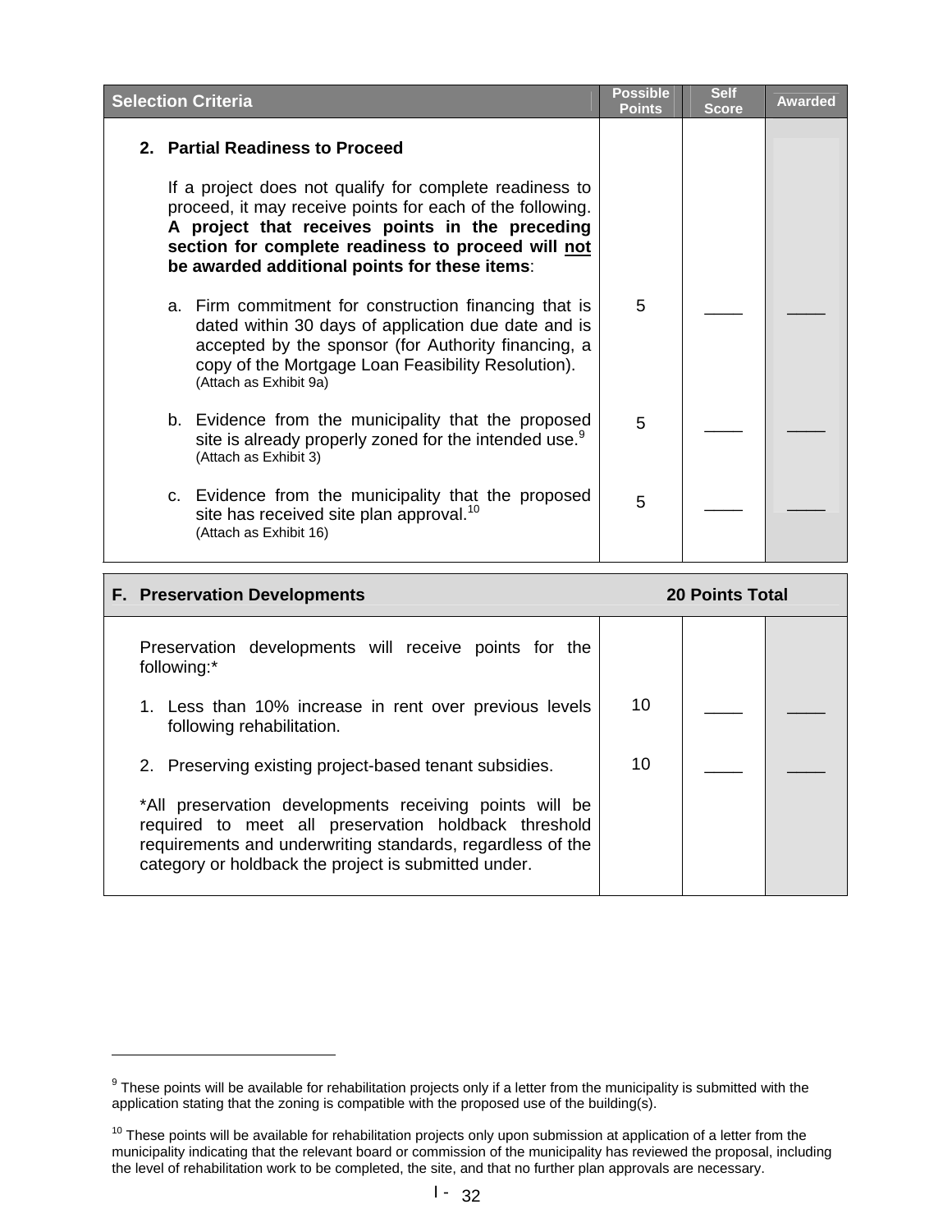| Selection Criteria | Possible Points | Self Score | Awarded |
|---|---|---|---|
| **2. Partial Readiness to Proceed** | | | |
| If a project does not qualify for complete readiness to proceed, it may receive points for each of the following. **A project that receives points in the preceding section for complete readiness to proceed will not be awarded additional points for these items**: | | | |
| a. Firm commitment for construction financing that is dated within 30 days of application due date and is accepted by the sponsor (for Authority financing, a copy of the Mortgage Loan Feasibility Resolution). (Attach as Exhibit 9a) | 5 | ____ | ____ |
| b. Evidence from the municipality that the proposed site is already properly zoned for the intended use.[9] (Attach as Exhibit 3) | 5 | ____ | ____ |
| c. Evidence from the municipality that the proposed site has received site plan approval.[10] (Attach as Exhibit 16) | 5 | ____ | ____ |

| F. Preservation Developments | 20 Points Total | | |
|---|---|---|---|
| Preservation developments will receive points for the following:* | | | |
| 1. Less than 10% increase in rent over previous levels following rehabilitation. | 10 | ____ | ____ |
| 2. Preserving existing project-based tenant subsidies. | 10 | ____ | ____ |
| *All preservation developments receiving points will be required to meet all preservation holdback threshold requirements and underwriting standards, regardless of the category or holdback the project is submitted under. | | | |

[9] These points will be available for rehabilitation projects only if a letter from the municipality is submitted with the application stating that the zoning is compatible with the proposed use of the building(s).

[10] These points will be available for rehabilitation projects only upon submission at application of a letter from the municipality indicating that the relevant board or commission of the municipality has reviewed the proposal, including the level of rehabilitation work to be completed, the site, and that no further plan approvals are necessary.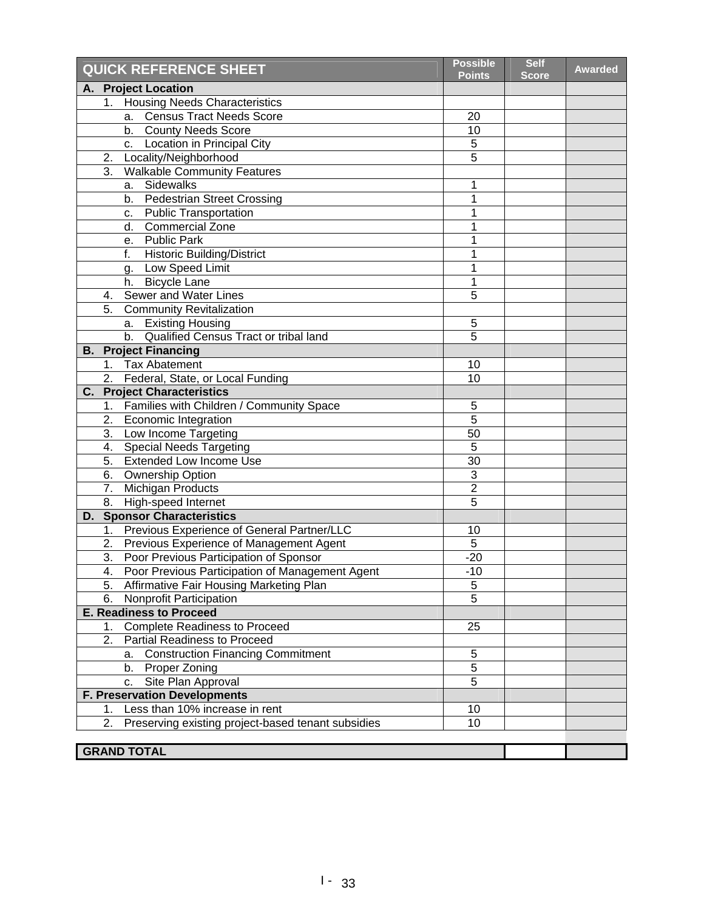| QUICK REFERENCE SHEET | Possible Points | Self Score | Awarded |
|---|---|---|---|
| **A. Project Location** | | | |
| 1. Housing Needs Characteristics | | | |
| a. Census Tract Needs Score | 20 | | |
| b. County Needs Score | 10 | | |
| c. Location in Principal City | 5 | | |
| 2. Locality/Neighborhood | 5 | | |
| 3. Walkable Community Features | | | |
| a. Sidewalks | 1 | | |
| b. Pedestrian Street Crossing | 1 | | |
| c. Public Transportation | 1 | | |
| d. Commercial Zone | 1 | | |
| e. Public Park | 1 | | |
| f. Historic Building/District | 1 | | |
| g. Low Speed Limit | 1 | | |
| h. Bicycle Lane | 1 | | |
| 4. Sewer and Water Lines | 5 | | |
| 5. Community Revitalization | | | |
| a. Existing Housing | 5 | | |
| b. Qualified Census Tract or tribal land | 5 | | |
| **B. Project Financing** | | | |
| 1. Tax Abatement | 10 | | |
| 2. Federal, State, or Local Funding | 10 | | |
| **C. Project Characteristics** | | | |
| 1. Families with Children / Community Space | 5 | | |
| 2. Economic Integration | 5 | | |
| 3. Low Income Targeting | 50 | | |
| 4. Special Needs Targeting | 5 | | |
| 5. Extended Low Income Use | 30 | | |
| 6. Ownership Option | 3 | | |
| 7. Michigan Products | 2 | | |
| 8. High-speed Internet | 5 | | |
| **D. Sponsor Characteristics** | | | |
| 1. Previous Experience of General Partner/LLC | 10 | | |
| 2. Previous Experience of Management Agent | 5 | | |
| 3. Poor Previous Participation of Sponsor | -20 | | |
| 4. Poor Previous Participation of Management Agent | -10 | | |
| 5. Affirmative Fair Housing Marketing Plan | 5 | | |
| 6. Nonprofit Participation | 5 | | |
| **E. Readiness to Proceed** | | | |
| 1. Complete Readiness to Proceed | 25 | | |
| 2. Partial Readiness to Proceed | | | |
| a. Construction Financing Commitment | 5 | | |
| b. Proper Zoning | 5 | | |
| c. Site Plan Approval | 5 | | |
| **F. Preservation Developments** | | | |
| 1. Less than 10% increase in rent | 10 | | |
| 2. Preserving existing project-based tenant subsidies | 10 | | |
| **GRAND TOTAL** | | | |